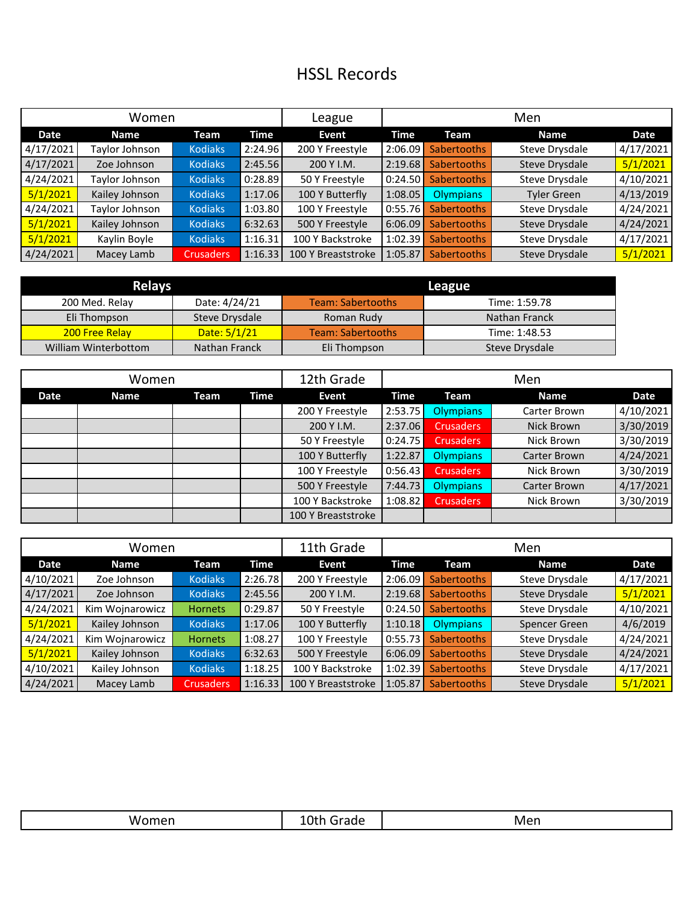# HSSL Records

| Women | | | | League | Men | | | |
|---|---|---|---|---|---|---|---|---|
| Date | Name | Team | Time | Event | Time | Team | Name | Date |
| 4/17/2021 | Taylor Johnson | Kodiaks | 2:24.96 | 200 Y Freestyle | 2:06.09 | Sabertooths | Steve Drysdale | 4/17/2021 |
| 4/17/2021 | Zoe Johnson | Kodiaks | 2:45.56 | 200 Y I.M. | 2:19.68 | Sabertooths | Steve Drysdale | 5/1/2021 |
| 4/24/2021 | Taylor Johnson | Kodiaks | 0:28.89 | 50 Y Freestyle | 0:24.50 | Sabertooths | Steve Drysdale | 4/10/2021 |
| 5/1/2021 | Kailey Johnson | Kodiaks | 1:17.06 | 100 Y Butterfly | 1:08.05 | Olympians | Tyler Green | 4/13/2019 |
| 4/24/2021 | Taylor Johnson | Kodiaks | 1:03.80 | 100 Y Freestyle | 0:55.76 | Sabertooths | Steve Drysdale | 4/24/2021 |
| 5/1/2021 | Kailey Johnson | Kodiaks | 6:32.63 | 500 Y Freestyle | 6:06.09 | Sabertooths | Steve Drysdale | 4/24/2021 |
| 5/1/2021 | Kaylin Boyle | Kodiaks | 1:16.31 | 100 Y Backstroke | 1:02.39 | Sabertooths | Steve Drysdale | 4/17/2021 |
| 4/24/2021 | Macey Lamb | Crusaders | 1:16.33 | 100 Y Breaststroke | 1:05.87 | Sabertooths | Steve Drysdale | 5/1/2021 |

| Relays | | League | |
|---|---|---|---|
| 200 Med. Relay | Date: 4/24/21 | Team: Sabertooths | Time: 1:59.78 |
| Eli Thompson | Steve Drysdale | Roman Rudy | Nathan Franck |
| 200 Free Relay | Date: 5/1/21 | Team: Sabertooths | Time: 1:48.53 |
| William Winterbottom | Nathan Franck | Eli Thompson | Steve Drysdale |

| Women | | | | 12th Grade | Men | | | |
|---|---|---|---|---|---|---|---|---|
| Date | Name | Team | Time | Event | Time | Team | Name | Date |
| | | | | 200 Y Freestyle | 2:53.75 | Olympians | Carter Brown | 4/10/2021 |
| | | | | 200 Y I.M. | 2:37.06 | Crusaders | Nick Brown | 3/30/2019 |
| | | | | 50 Y Freestyle | 0:24.75 | Crusaders | Nick Brown | 3/30/2019 |
| | | | | 100 Y Butterfly | 1:22.87 | Olympians | Carter Brown | 4/24/2021 |
| | | | | 100 Y Freestyle | 0:56.43 | Crusaders | Nick Brown | 3/30/2019 |
| | | | | 500 Y Freestyle | 7:44.73 | Olympians | Carter Brown | 4/17/2021 |
| | | | | 100 Y Backstroke | 1:08.82 | Crusaders | Nick Brown | 3/30/2019 |
| | | | | 100 Y Breaststroke | | | | |

| Women | | | | 11th Grade | Men | | | |
|---|---|---|---|---|---|---|---|---|
| Date | Name | Team | Time | Event | Time | Team | Name | Date |
| 4/10/2021 | Zoe Johnson | Kodiaks | 2:26.78 | 200 Y Freestyle | 2:06.09 | Sabertooths | Steve Drysdale | 4/17/2021 |
| 4/17/2021 | Zoe Johnson | Kodiaks | 2:45.56 | 200 Y I.M. | 2:19.68 | Sabertooths | Steve Drysdale | 5/1/2021 |
| 4/24/2021 | Kim Wojnarowicz | Hornets | 0:29.87 | 50 Y Freestyle | 0:24.50 | Sabertooths | Steve Drysdale | 4/10/2021 |
| 5/1/2021 | Kailey Johnson | Kodiaks | 1:17.06 | 100 Y Butterfly | 1:10.18 | Olympians | Spencer Green | 4/6/2019 |
| 4/24/2021 | Kim Wojnarowicz | Hornets | 1:08.27 | 100 Y Freestyle | 0:55.73 | Sabertooths | Steve Drysdale | 4/24/2021 |
| 5/1/2021 | Kailey Johnson | Kodiaks | 6:32.63 | 500 Y Freestyle | 6:06.09 | Sabertooths | Steve Drysdale | 4/24/2021 |
| 4/10/2021 | Kailey Johnson | Kodiaks | 1:18.25 | 100 Y Backstroke | 1:02.39 | Sabertooths | Steve Drysdale | 4/17/2021 |
| 4/24/2021 | Macey Lamb | Crusaders | 1:16.33 | 100 Y Breaststroke | 1:05.87 | Sabertooths | Steve Drysdale | 5/1/2021 |

| Women | 10th Grade | Men |
|---|---|---|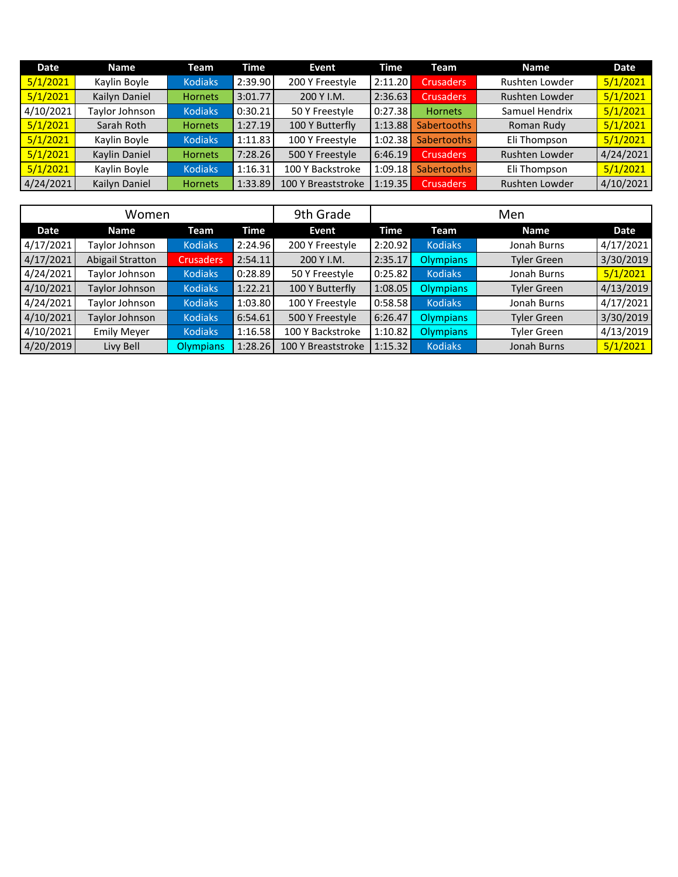| Date | Name | Team | Time | Event | Time | Team | Name | Date |
|---|---|---|---|---|---|---|---|---|
| 5/1/2021 | Kaylin Boyle | Kodiaks | 2:39.90 | 200 Y Freestyle | 2:11.20 | Crusaders | Rushten Lowder | 5/1/2021 |
| 5/1/2021 | Kailyn Daniel | Hornets | 3:01.77 | 200 Y I.M. | 2:36.63 | Crusaders | Rushten Lowder | 5/1/2021 |
| 4/10/2021 | Taylor Johnson | Kodiaks | 0:30.21 | 50 Y Freestyle | 0:27.38 | Hornets | Samuel Hendrix | 5/1/2021 |
| 5/1/2021 | Sarah Roth | Hornets | 1:27.19 | 100 Y Butterfly | 1:13.88 | Sabertooths | Roman Rudy | 5/1/2021 |
| 5/1/2021 | Kaylin Boyle | Kodiaks | 1:11.83 | 100 Y Freestyle | 1:02.38 | Sabertooths | Eli Thompson | 5/1/2021 |
| 5/1/2021 | Kaylin Daniel | Hornets | 7:28.26 | 500 Y Freestyle | 6:46.19 | Crusaders | Rushten Lowder | 4/24/2021 |
| 5/1/2021 | Kaylin Boyle | Kodiaks | 1:16.31 | 100 Y Backstroke | 1:09.18 | Sabertooths | Eli Thompson | 5/1/2021 |
| 4/24/2021 | Kailyn Daniel | Hornets | 1:33.89 | 100 Y Breaststroke | 1:19.35 | Crusaders | Rushten Lowder | 4/10/2021 |

| Women | | | | 9th Grade | Men | | | |
|---|---|---|---|---|---|---|---|---|
| Date | Name | Team | Time | Event | Time | Team | Name | Date |
| 4/17/2021 | Taylor Johnson | Kodiaks | 2:24.96 | 200 Y Freestyle | 2:20.92 | Kodiaks | Jonah Burns | 4/17/2021 |
| 4/17/2021 | Abigail Stratton | Crusaders | 2:54.11 | 200 Y I.M. | 2:35.17 | Olympians | Tyler Green | 3/30/2019 |
| 4/24/2021 | Taylor Johnson | Kodiaks | 0:28.89 | 50 Y Freestyle | 0:25.82 | Kodiaks | Jonah Burns | 5/1/2021 |
| 4/10/2021 | Taylor Johnson | Kodiaks | 1:22.21 | 100 Y Butterfly | 1:08.05 | Olympians | Tyler Green | 4/13/2019 |
| 4/24/2021 | Taylor Johnson | Kodiaks | 1:03.80 | 100 Y Freestyle | 0:58.58 | Kodiaks | Jonah Burns | 4/17/2021 |
| 4/10/2021 | Taylor Johnson | Kodiaks | 6:54.61 | 500 Y Freestyle | 6:26.47 | Olympians | Tyler Green | 3/30/2019 |
| 4/10/2021 | Emily Meyer | Kodiaks | 1:16.58 | 100 Y Backstroke | 1:10.82 | Olympians | Tyler Green | 4/13/2019 |
| 4/20/2019 | Livy Bell | Olympians | 1:28.26 | 100 Y Breaststroke | 1:15.32 | Kodiaks | Jonah Burns | 5/1/2021 |